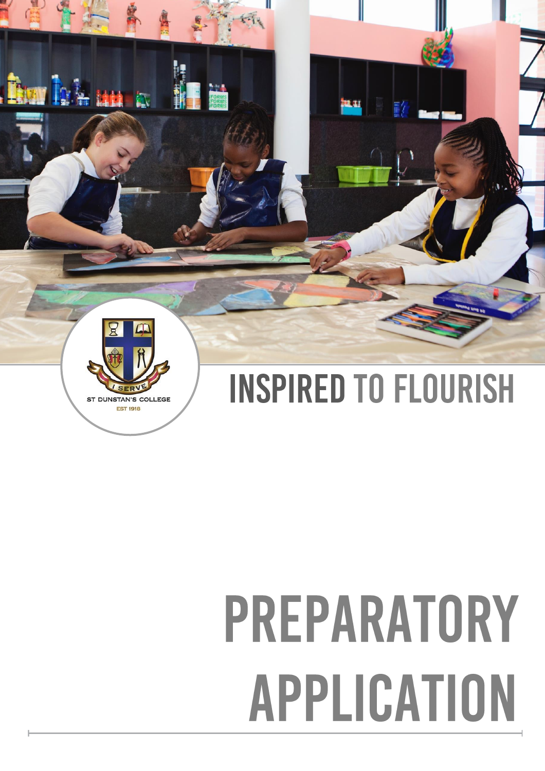ST DUNSTAN'S COLLEGE
EST 1918

I SERVE

# INSPIRED TO FLOURISH

# PREPARATORY APPLICATION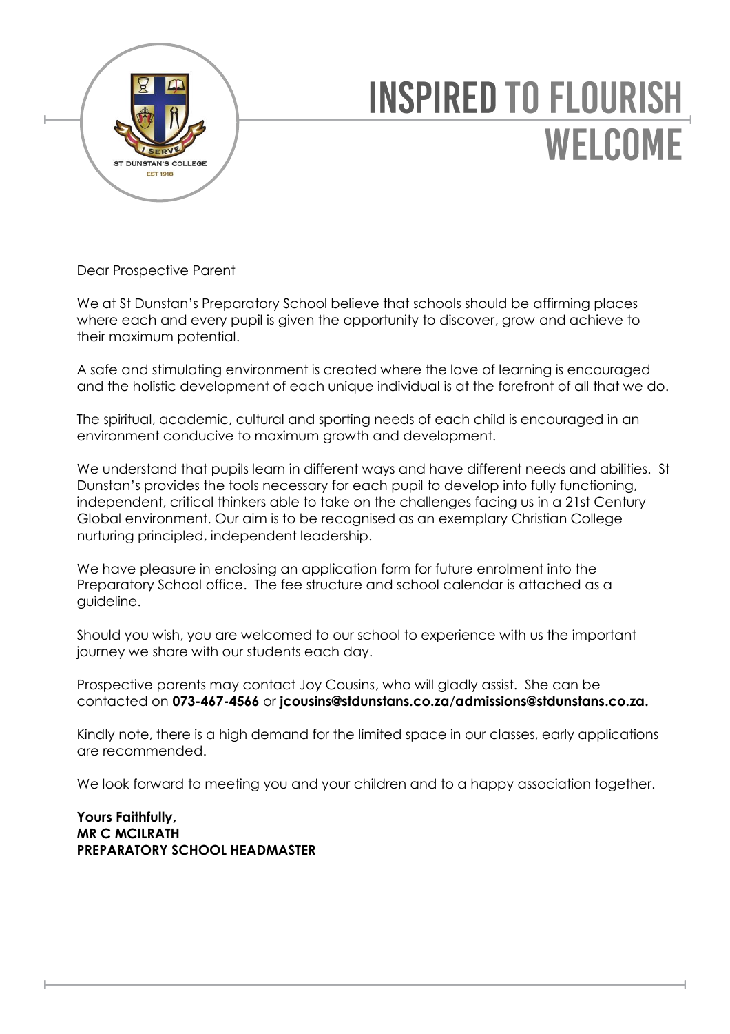# INSPIRED TO FLOURISH WELCOME

Dear Prospective Parent

We at St Dunstan's Preparatory School believe that schools should be affirming places where each and every pupil is given the opportunity to discover, grow and achieve to their maximum potential.

A safe and stimulating environment is created where the love of learning is encouraged and the holistic development of each unique individual is at the forefront of all that we do.

The spiritual, academic, cultural and sporting needs of each child is encouraged in an environment conducive to maximum growth and development.

We understand that pupils learn in different ways and have different needs and abilities. St Dunstan's provides the tools necessary for each pupil to develop into fully functioning, independent, critical thinkers able to take on the challenges facing us in a 21st Century Global environment. Our aim is to be recognised as an exemplary Christian College nurturing principled, independent leadership.

We have pleasure in enclosing an application form for future enrolment into the Preparatory School office. The fee structure and school calendar is attached as a guideline.

Should you wish, you are welcomed to our school to experience with us the important journey we share with our students each day.

Prospective parents may contact Joy Cousins, who will gladly assist. She can be contacted on **073-467-4566** or **jcousins@stdunstans.co.za/admissions@stdunstans.co.za.**

Kindly note, there is a high demand for the limited space in our classes, early applications are recommended.

We look forward to meeting you and your children and to a happy association together.

**Yours Faithfully,**
**MR C MCILRATH**
**PREPARATORY SCHOOL HEADMASTER**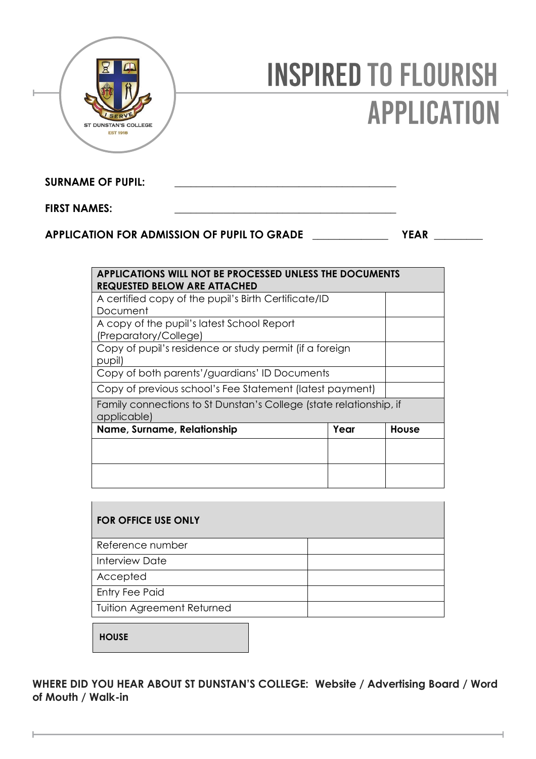ST DUNSTAN'S COLLEGE
EST 1918

I SERVE

# INSPIRED TO FLOURISH
# APPLICATION

**SURNAME OF PUPIL:** ___________________________________________

**FIRST NAMES:** ___________________________________________

**APPLICATION FOR ADMISSION OF PUPIL TO GRADE** ______________ **YEAR** _________

| **APPLICATIONS WILL NOT BE PROCESSED UNLESS THE DOCUMENTS REQUESTED BELOW ARE ATTACHED** | | |
|---|---|---|
| A certified copy of the pupil's Birth Certificate/ID Document | | |
| A copy of the pupil's latest School Report (Preparatory/College) | | |
| Copy of pupil's residence or study permit (if a foreign pupil) | | |
| Copy of both parents'/guardians' ID Documents | | |
| Copy of previous school's Fee Statement (latest payment) | | |
| Family connections to St Dunstan's College (state relationship, if applicable) | | |
| **Name, Surname, Relationship** | **Year** | **House** |
| | | |
| | | |

| **FOR OFFICE USE ONLY** | |
|---|---|
| Reference number | |
| Interview Date | |
| Accepted | |
| Entry Fee Paid | |
| Tuition Agreement Returned | |

| **HOUSE** |
|---|

**WHERE DID YOU HEAR ABOUT ST DUNSTAN'S COLLEGE: Website / Advertising Board / Word of Mouth / Walk-in**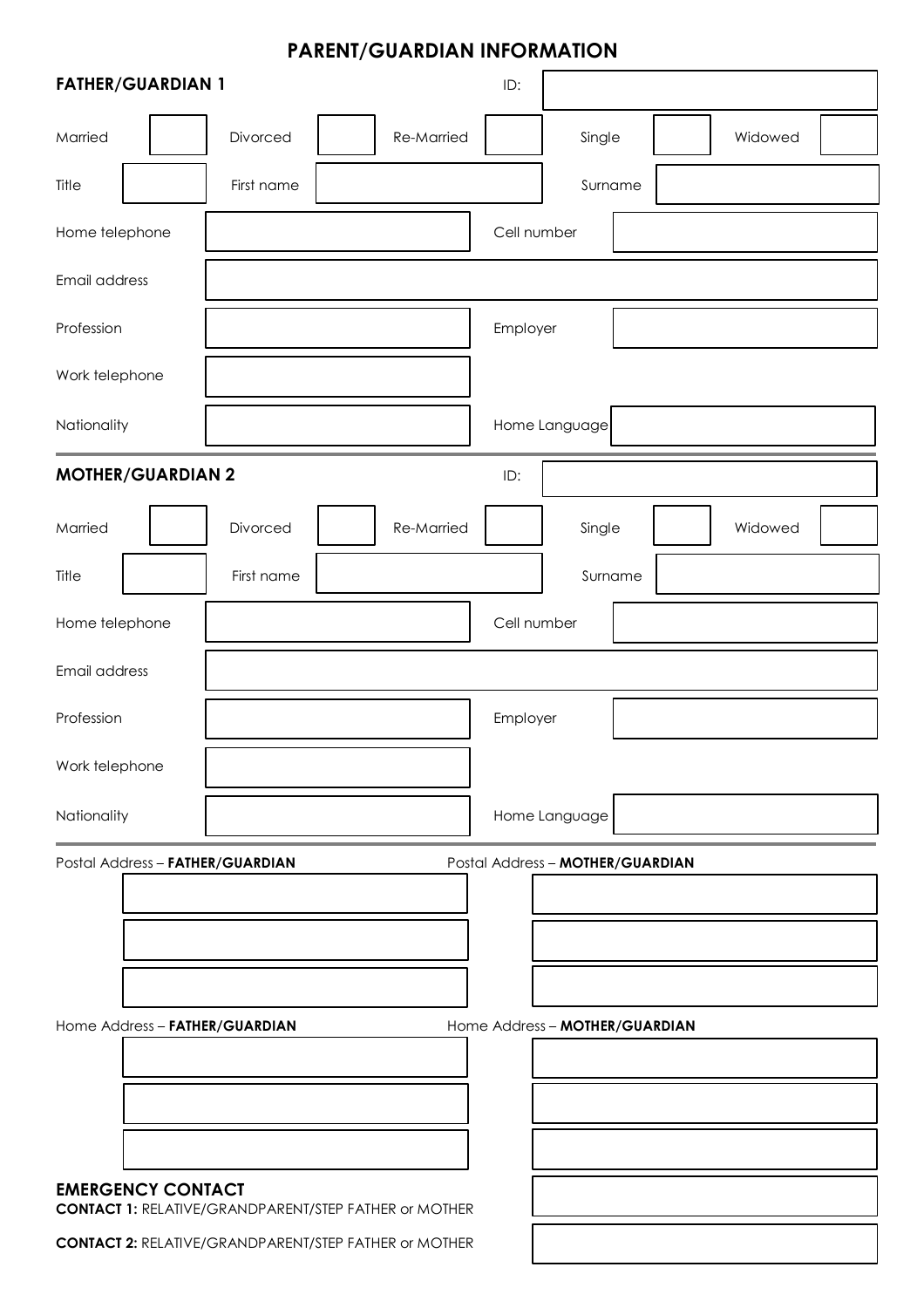# PARENT/GUARDIAN INFORMATION

## FATHER/GUARDIAN 1

| | | | | | | | | | |
|---|---|---|---|---|---|---|---|---|---|
| ID: | | | | | | | | | |
| Married | | Divorced | | Re-Married | | Single | | Widowed | |
| Title | | First name | | | | Surname | | | |
| Home telephone | | | | | | Cell number | | | |
| Email address | | | | | | | | | |
| Profession | | | | | | Employer | | | |
| Work telephone | | | | | | | | | |
| Nationality | | | | | | Home Language | | | |

## MOTHER/GUARDIAN 2

| | | | | | | | | | |
|---|---|---|---|---|---|---|---|---|---|
| ID: | | | | | | | | | |
| Married | | Divorced | | Re-Married | | Single | | Widowed | |
| Title | | First name | | | | Surname | | | |
| Home telephone | | | | | | Cell number | | | |
| Email address | | | | | | | | | |
| Profession | | | | | | Employer | | | |
| Work telephone | | | | | | | | | |
| Nationality | | | | | | Home Language | | | |

| Postal Address – **FATHER/GUARDIAN** | Postal Address – **MOTHER/GUARDIAN** |
|---|---|
| | |
| | |
| | |

| Home Address – **FATHER/GUARDIAN** | Home Address – **MOTHER/GUARDIAN** |
|---|---|
| | |
| | |
| | |

## EMERGENCY CONTACT

| | |
|---|---|
| **CONTACT 1:** RELATIVE/GRANDPARENT/STEP FATHER or MOTHER | |
| **CONTACT 2:** RELATIVE/GRANDPARENT/STEP FATHER or MOTHER | |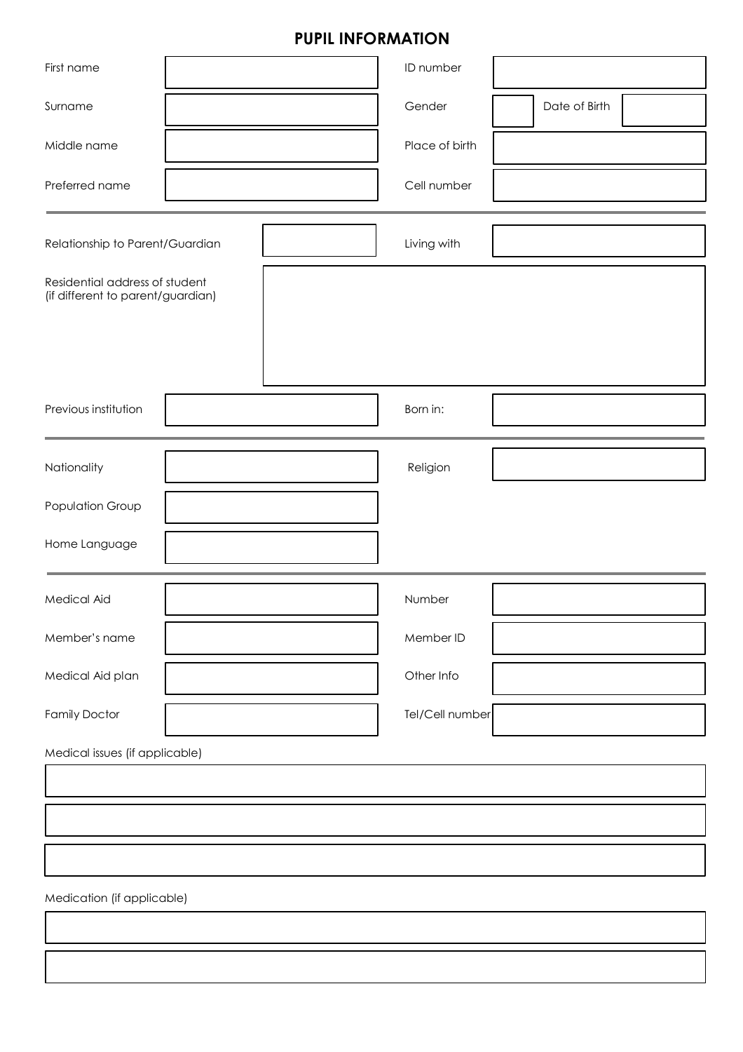# PUPIL INFORMATION

| | | | |
|---|---|---|---|
| First name | | ID number | |
| Surname | | Gender | Date of Birth |
| Middle name | | Place of birth | |
| Preferred name | | Cell number | |

---

| | | | |
|---|---|---|---|
| Relationship to Parent/Guardian | | Living with | |

Residential address of student (if different to parent/guardian)

| | | | |
|---|---|---|---|
| Previous institution | | Born in: | |

---

| | | | |
|---|---|---|---|
| Nationality | | Religion | |
| Population Group | | | |
| Home Language | | | |

---

| | | | |
|---|---|---|---|
| Medical Aid | | Number | |
| Member's name | | Member ID | |
| Medical Aid plan | | Other Info | |
| Family Doctor | | Tel/Cell number | |

Medical issues (if applicable)

Medication (if applicable)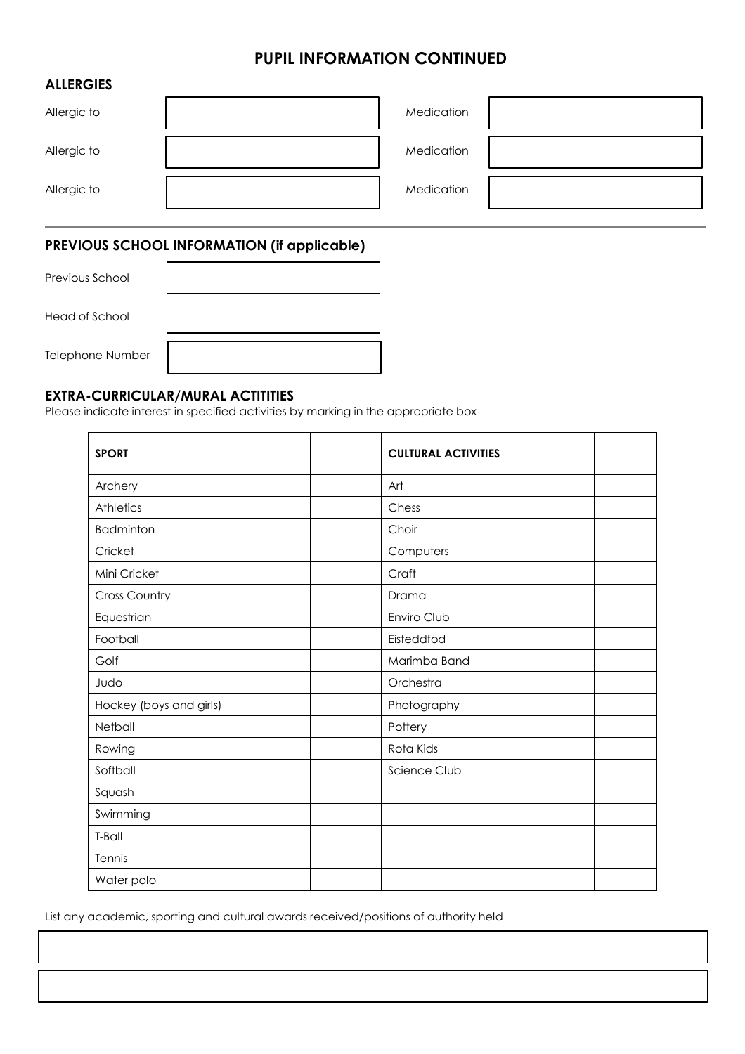# PUPIL INFORMATION CONTINUED

## ALLERGIES

| | | | |
|---|---|---|---|
| Allergic to | | Medication | |
| Allergic to | | Medication | |
| Allergic to | | Medication | |

## PREVIOUS SCHOOL INFORMATION (if applicable)

| | |
|---|---|
| Previous School | |
| Head of School | |
| Telephone Number | |

## EXTRA-CURRICULAR/MURAL ACTITITIES

Please indicate interest in specified activities by marking in the appropriate box

| **SPORT** | | **CULTURAL ACTIVITIES** | |
|---|---|---|---|
| Archery | | Art | |
| Athletics | | Chess | |
| Badminton | | Choir | |
| Cricket | | Computers | |
| Mini Cricket | | Craft | |
| Cross Country | | Drama | |
| Equestrian | | Enviro Club | |
| Football | | Eisteddfod | |
| Golf | | Marimba Band | |
| Judo | | Orchestra | |
| Hockey (boys and girls) | | Photography | |
| Netball | | Pottery | |
| Rowing | | Rota Kids | |
| Softball | | Science Club | |
| Squash | | | |
| Swimming | | | |
| T-Ball | | | |
| Tennis | | | |
| Water polo | | | |

List any academic, sporting and cultural awards received/positions of authority held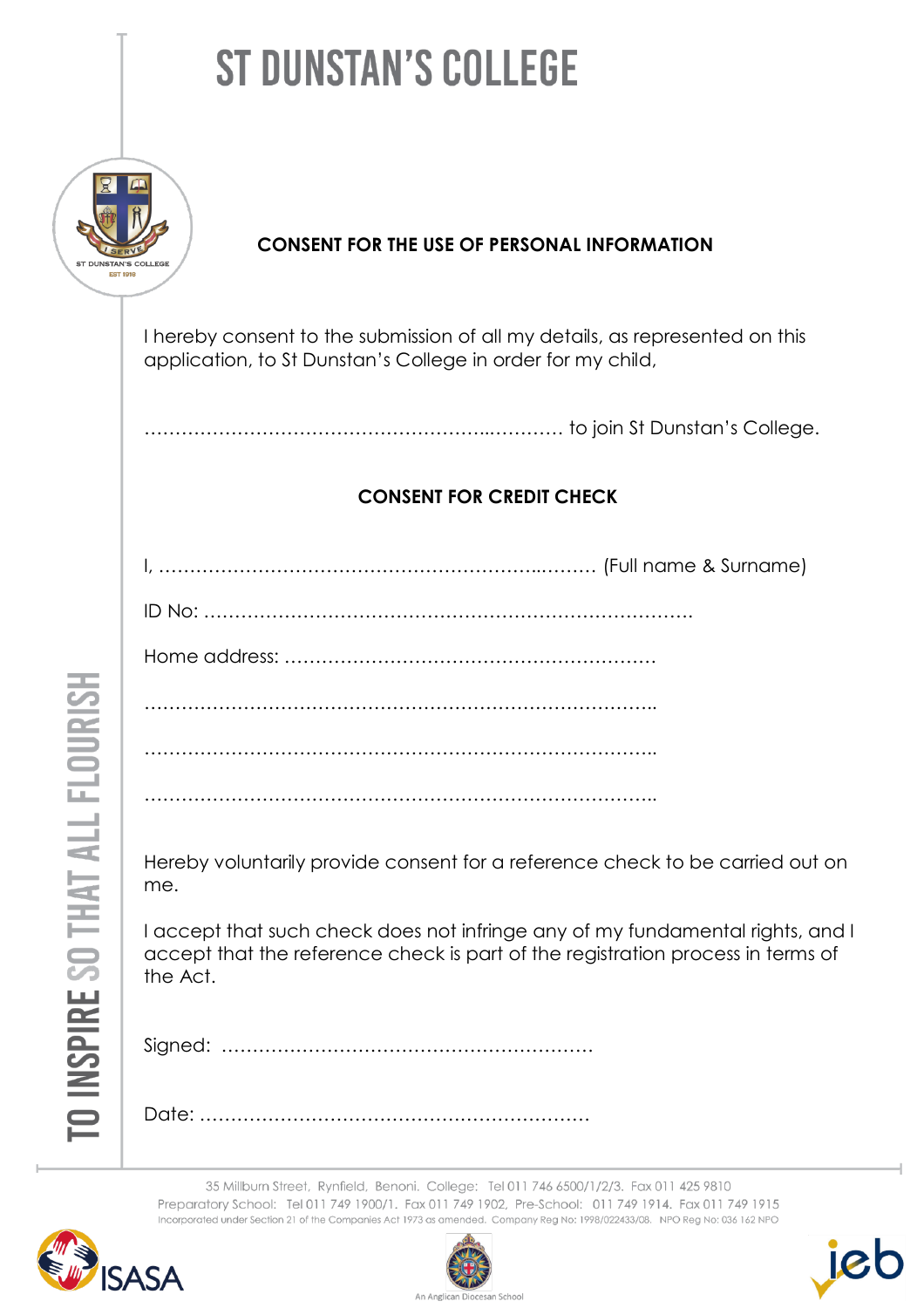# ST DUNSTAN'S COLLEGE

**CONSENT FOR THE USE OF PERSONAL INFORMATION**

I hereby consent to the submission of all my details, as represented on this application, to St Dunstan's College in order for my child,

…………………………………………………..………… to join St Dunstan's College.

**CONSENT FOR CREDIT CHECK**

I, ………………………………………………………..……… (Full name & Surname)

ID No: ……………………………………………………………………….

Home address: ……………………………………………………

………………………………………………………………………..

………………………………………………………………………..

………………………………………………………………………..

Hereby voluntarily provide consent for a reference check to be carried out on me.

I accept that such check does not infringe any of my fundamental rights, and I accept that the reference check is part of the registration process in terms of the Act.

Signed: ……………………………………………………

Date: ………………………………………………………

TO INSPIRE SO THAT ALL FLOURISH

35 Millburn Street, Rynfield, Benoni. College: Tel 011 746 6500/1/2/3. Fax 011 425 9810
Preparatory School: Tel 011 749 1900/1. Fax 011 749 1902, Pre-School: 011 749 1914. Fax 011 749 1915
Incorporated under Section 21 of the Companies Act 1973 as amended. Company Reg No: 1998/022433/08. NPO Reg No: 036 162 NPO

An Anglican Diocesan School